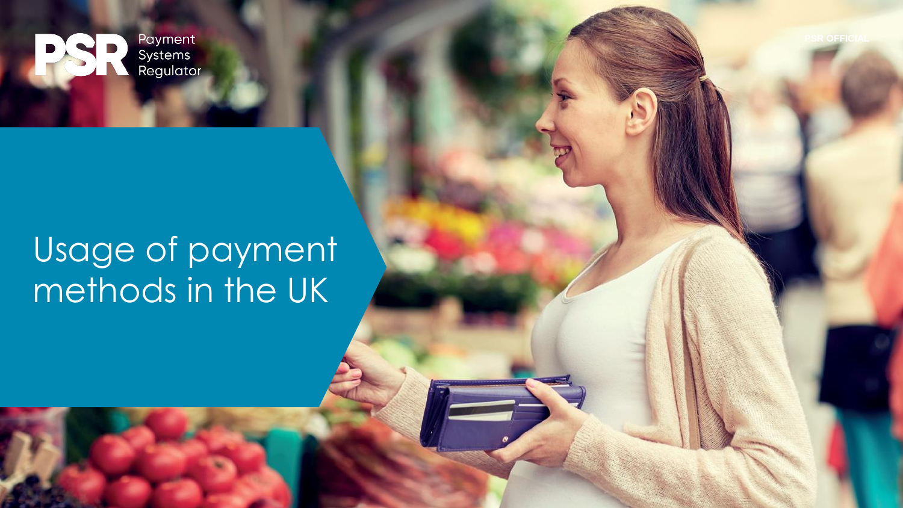PSR Payment Systems Regulator

PSR OFFICIAL

# Usage of payment methods in the UK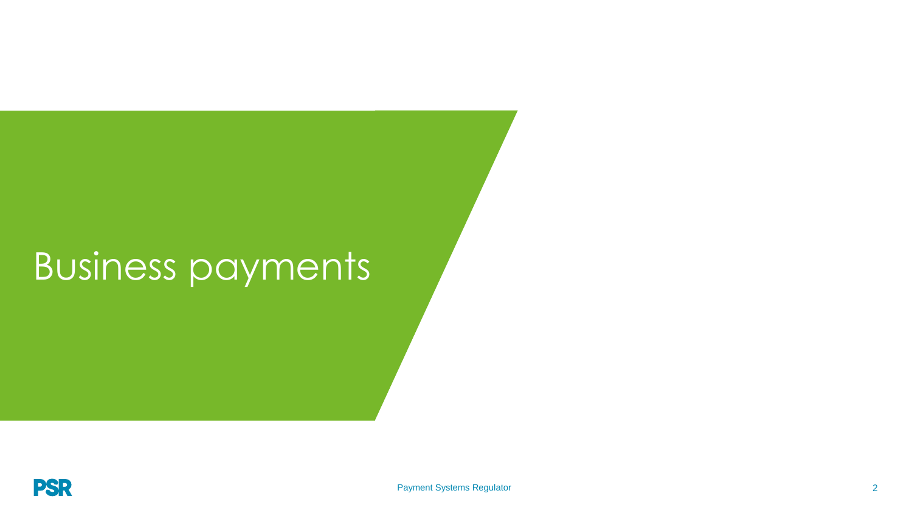# Business payments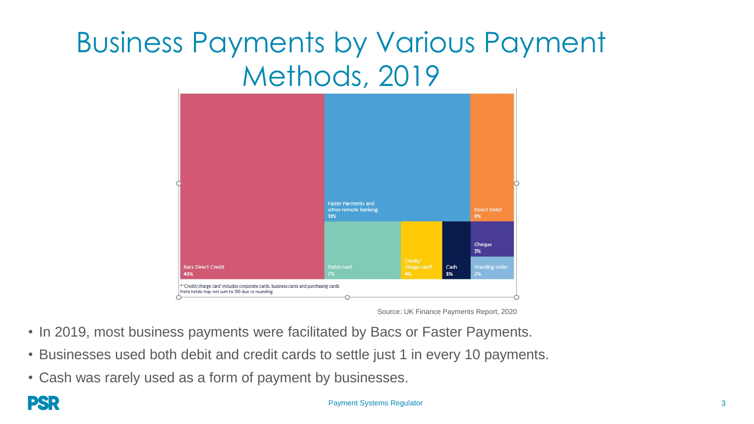# Business Payments by Various Payment Methods, 2019

Bacs Direct Credit
43%

Faster Payments and other remote banking
31%

Direct Debit
9%

Debit card
7%

Credit/ charge card*
4%

Cash
3%

Cheque
3%

Standing order
2%

* 'Credit/charge card' includes corporate cards, business cards and purchasing cards
Note totals may not sum to 100 due to rounding

Source: UK Finance Payments Report, 2020

- In 2019, most business payments were facilitated by Bacs or Faster Payments.
- Businesses used both debit and credit cards to settle just 1 in every 10 payments.
- Cash was rarely used as a form of payment by businesses.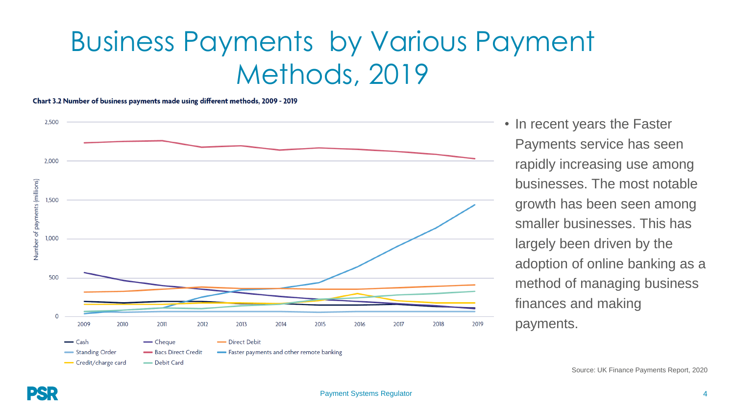# Business Payments by Various Payment Methods, 2019

**Chart 3.2 Number of business payments made using different methods, 2009 - 2019**

- In recent years the Faster Payments service has seen rapidly increasing use among businesses. The most notable growth has been seen among smaller businesses. This has largely been driven by the adoption of online banking as a method of managing business finances and making payments.

Source: UK Finance Payments Report, 2020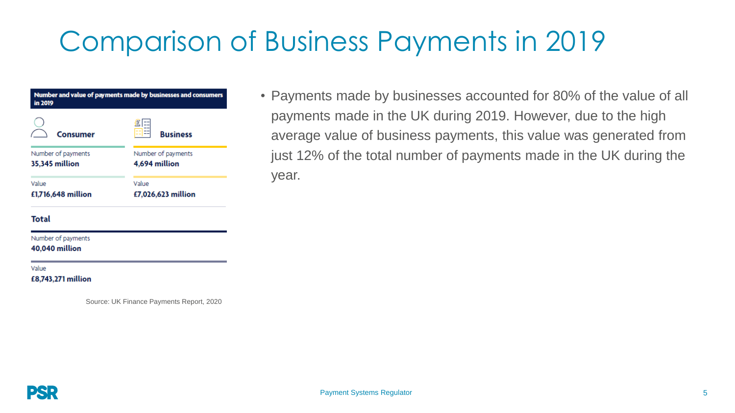# Comparison of Business Payments in 2019

**Number and value of payments made by businesses and consumers in 2019**

| | Consumer | Business |
|---|---|---|
| Number of payments | 35,345 million | 4,694 million |
| Value | £1,716,648 million | £7,026,623 million |

**Total**

| | Total |
|---|---|
| Number of payments | 40,040 million |
| Value | £8,743,271 million |

Source: UK Finance Payments Report, 2020

- Payments made by businesses accounted for 80% of the value of all payments made in the UK during 2019. However, due to the high average value of business payments, this value was generated from just 12% of the total number of payments made in the UK during the year.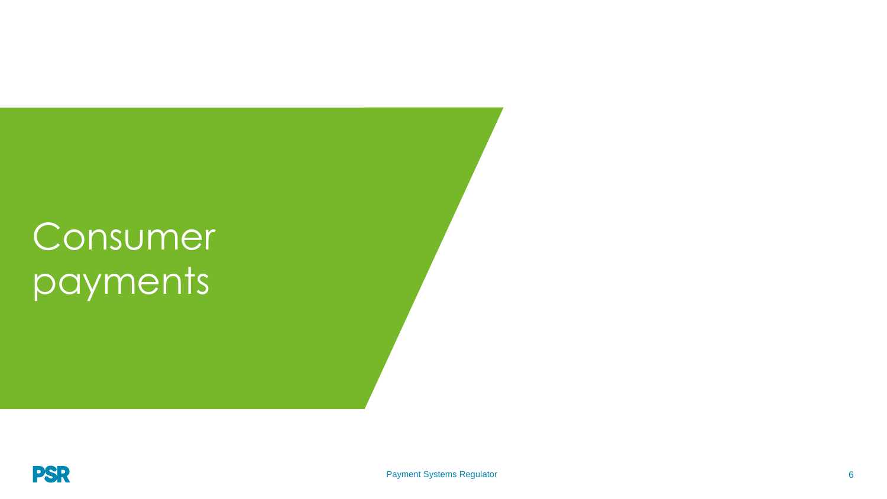# Consumer payments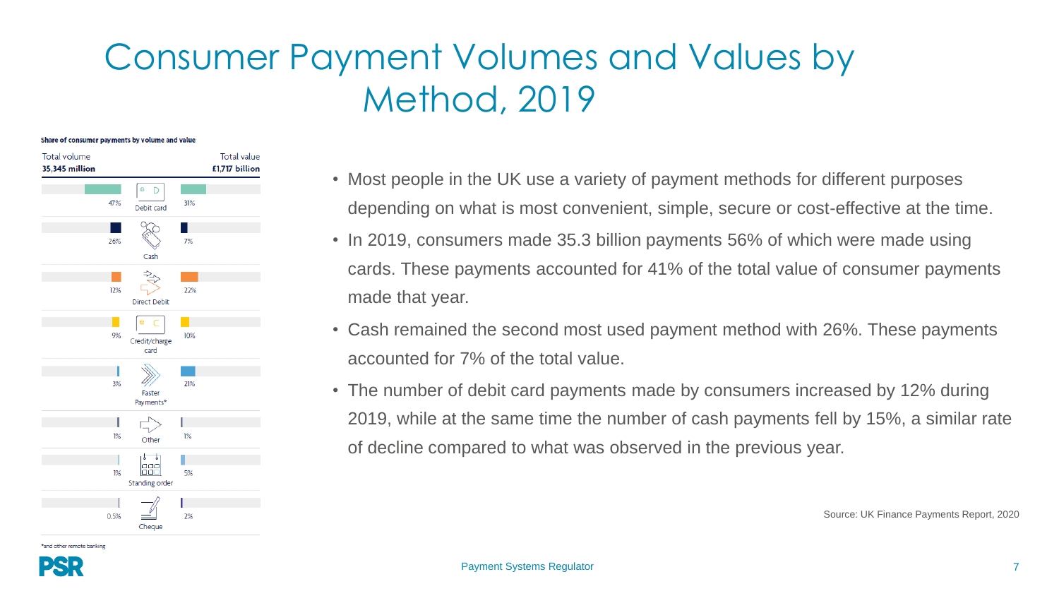# Consumer Payment Volumes and Values by Method, 2019

**Share of consumer payments by volume and value**

Total volume
**35,345 million**

Total value
**£1,717 billion**

Debit card
47%
31%

Cash
26%
7%

Direct Debit
12%
22%

Credit/charge card
9%
10%

Faster Payments*
3%
21%

Other
1%
1%

Standing order
1%
5%

Cheque
0.5%
2%

*and other remote banking

- Most people in the UK use a variety of payment methods for different purposes depending on what is most convenient, simple, secure or cost-effective at the time.
- In 2019, consumers made 35.3 billion payments 56% of which were made using cards. These payments accounted for 41% of the total value of consumer payments made that year.
- Cash remained the second most used payment method with 26%. These payments accounted for 7% of the total value.
- The number of debit card payments made by consumers increased by 12% during 2019, while at the same time the number of cash payments fell by 15%, a similar rate of decline compared to what was observed in the previous year.

Source: UK Finance Payments Report, 2020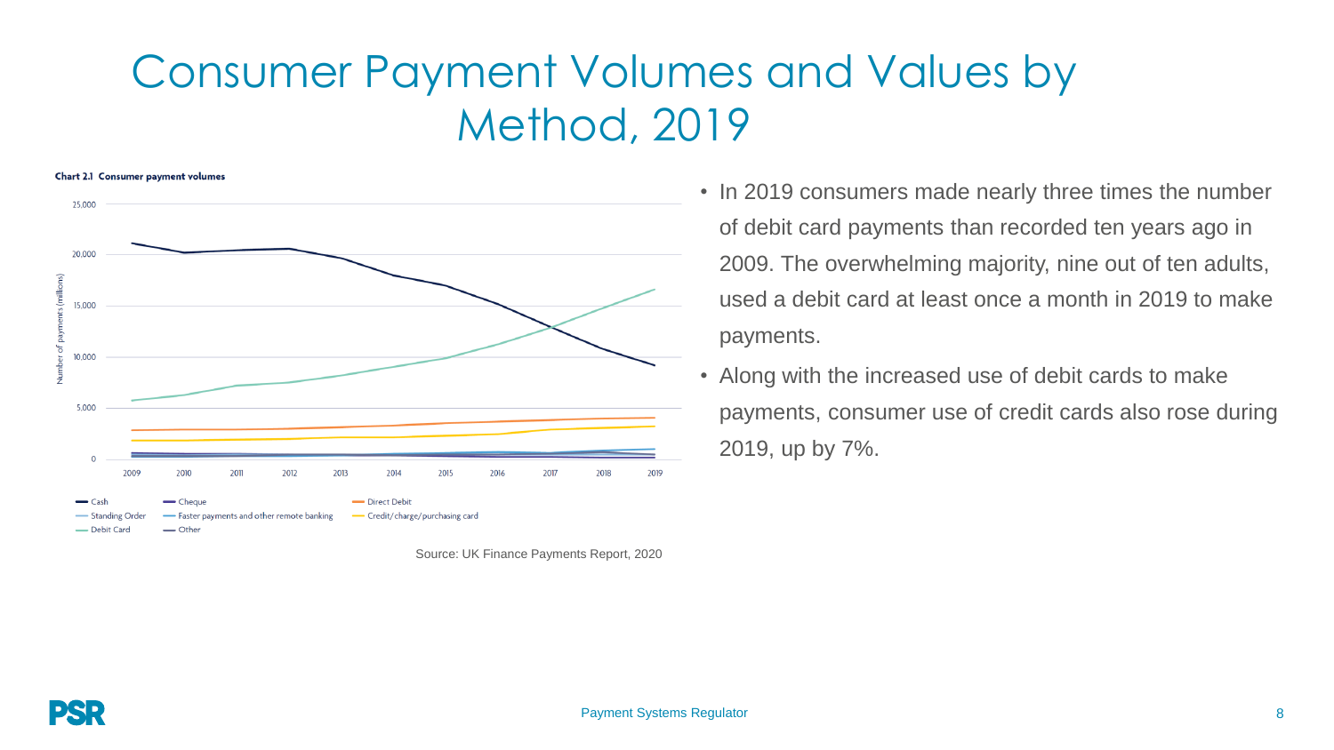# Consumer Payment Volumes and Values by Method, 2019

**Chart 2.1 Consumer payment volumes**

25,000
20,000
15,000
10,000
5,000
0

Number of payments (millions)

2009 2010 2011 2012 2013 2014 2015 2016 2017 2018 2019

Cash
Cheque
Direct Debit
Standing Order
Faster payments and other remote banking
Credit/charge/purchasing card
Debit Card
Other

Source: UK Finance Payments Report, 2020

- In 2019 consumers made nearly three times the number of debit card payments than recorded ten years ago in 2009. The overwhelming majority, nine out of ten adults, used a debit card at least once a month in 2019 to make payments.
- Along with the increased use of debit cards to make payments, consumer use of credit cards also rose during 2019, up by 7%.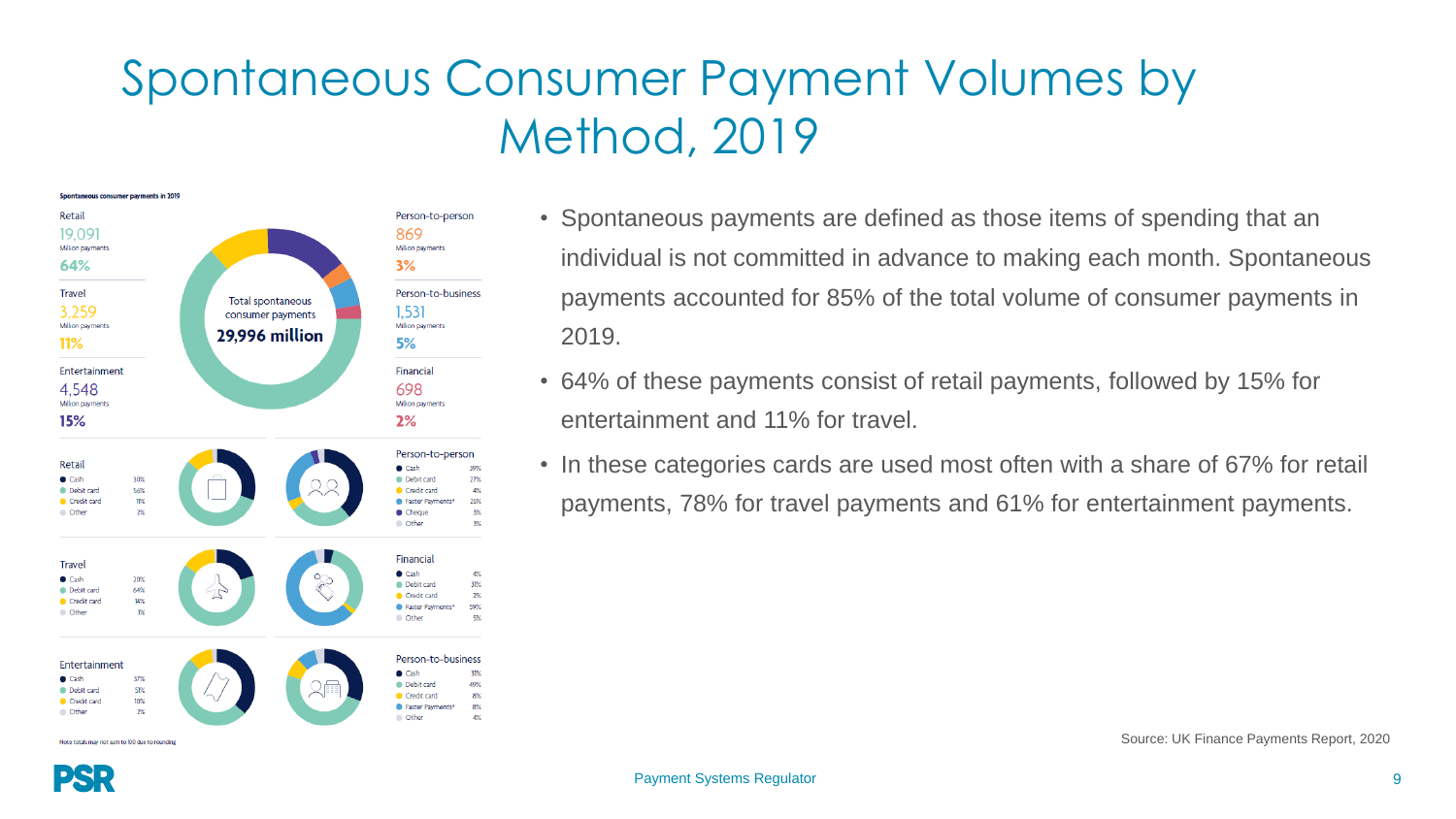# Spontaneous Consumer Payment Volumes by Method, 2019

Spontaneous consumer payments in 2019

Retail
19,091
Million payments
64%

Travel
3,259
Million payments
11%

Entertainment
4,548
Million payments
15%

Total spontaneous consumer payments
29,996 million

Person-to-person
869
Million payments
3%

Person-to-business
1,531
Million payments
5%

Financial
698
Million payments
2%

Retail
Cash 30%
Debit card 56%
Credit card 11%
Other 3%

Person-to-person
Cash 39%
Debit card 27%
Credit card 4%
Faster Payments* 23%
Cheque 3%
Other 3%

Travel
Cash 20%
Debit card 64%
Credit card 14%
Other 1%

Financial
Cash 4%
Debit card 31%
Credit card 2%
Faster Payments* 59%
Other 5%

Entertainment
Cash 37%
Debit card 51%
Credit card 10%
Other 2%

Person-to-business
Cash 31%
Debit card 49%
Credit card 8%
Faster Payments* 8%
Other 4%

Note totals may not sum to 100 due to rounding

- Spontaneous payments are defined as those items of spending that an individual is not committed in advance to making each month. Spontaneous payments accounted for 85% of the total volume of consumer payments in 2019.
- 64% of these payments consist of retail payments, followed by 15% for entertainment and 11% for travel.
- In these categories cards are used most often with a share of 67% for retail payments, 78% for travel payments and 61% for entertainment payments.

Source: UK Finance Payments Report, 2020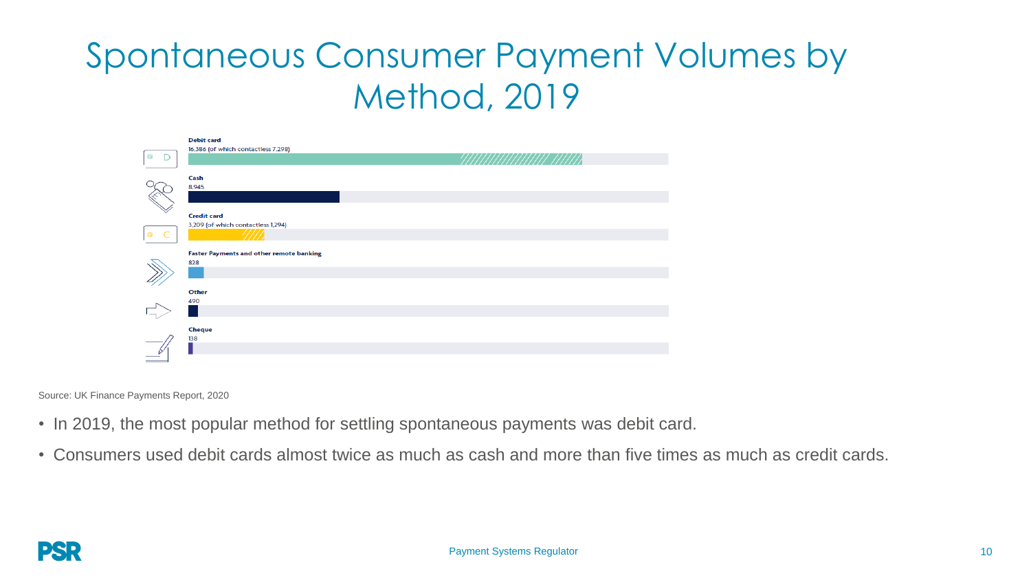# Spontaneous Consumer Payment Volumes by Method, 2019

Debit card

16,386 (of which contactless 7,298)

Cash

8,945

Credit card

3,209 (of which contactless 1,294)

Faster Payments and other remote banking

828

Other

490

Cheque

138

Source: UK Finance Payments Report, 2020

- In 2019, the most popular method for settling spontaneous payments was debit card.
- Consumers used debit cards almost twice as much as cash and more than five times as much as credit cards.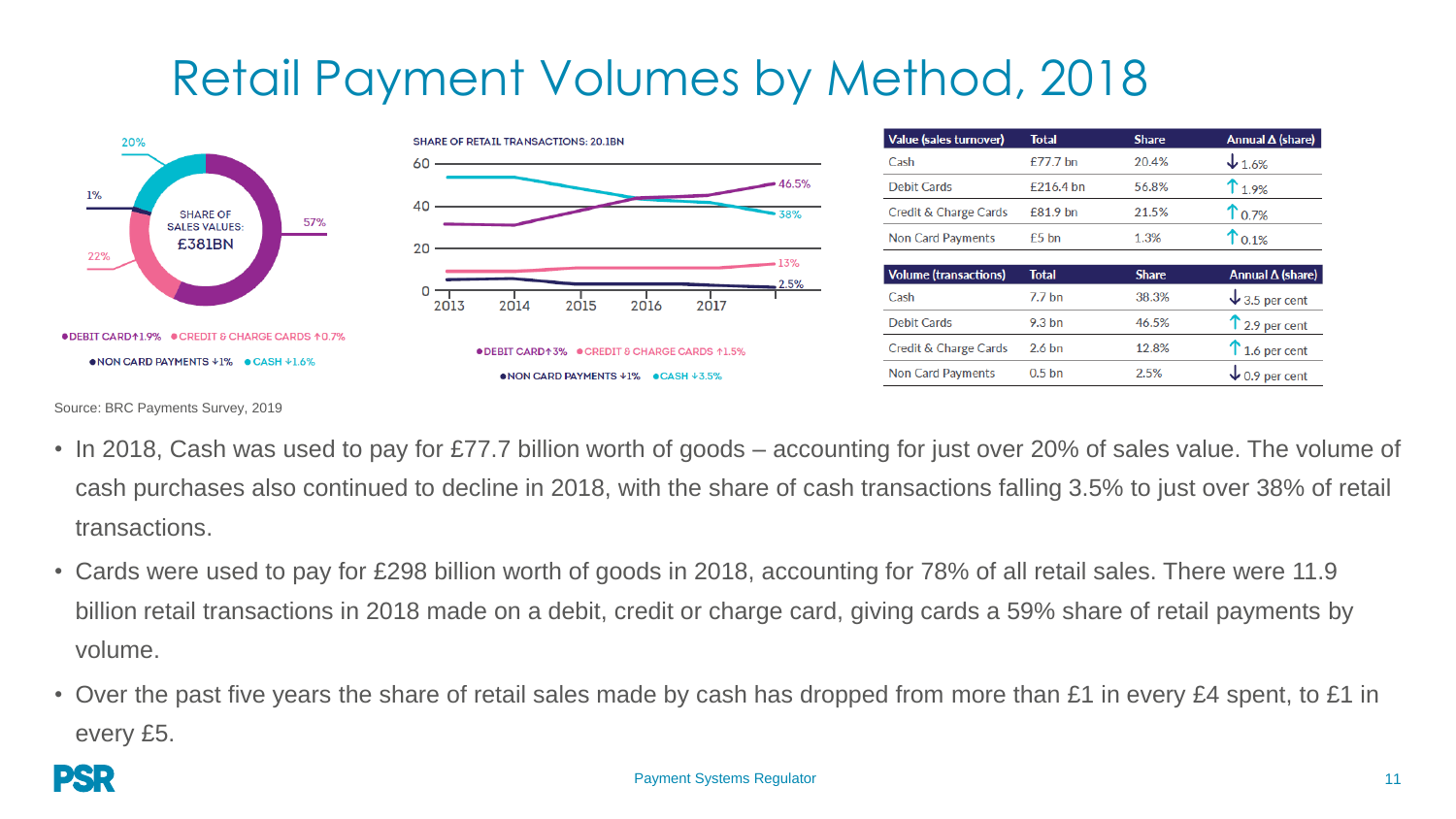# Retail Payment Volumes by Method, 2018

20%
1%
22%
57%
SHARE OF SALES VALUES: £381BN

●DEBIT CARD↑1.9% ●CREDIT & CHARGE CARDS ↑0.7%
●NON CARD PAYMENTS ↓1% ●CASH ↓1.6%

SHARE OF RETAIL TRANSACTIONS: 20.1BN

60
40
20
0
2013 2014 2015 2016 2017
46.5%
38%
13%
2.5%

●DEBIT CARD↑3% ●CREDIT & CHARGE CARDS ↑1.5%
●NON CARD PAYMENTS ↓1% ●CASH ↓3.5%

| Value (sales turnover) | Total | Share | Annual Δ (share) |
|---|---|---|---|
| Cash | £77.7 bn | 20.4% | ↓ 1.6% |
| Debit Cards | £216.4 bn | 56.8% | ↑ 1.9% |
| Credit & Charge Cards | £81.9 bn | 21.5% | ↑ 0.7% |
| Non Card Payments | £5 bn | 1.3% | ↑ 0.1% |

| Volume (transactions) | Total | Share | Annual Δ (share) |
|---|---|---|---|
| Cash | 7.7 bn | 38.3% | ↓ 3.5 per cent |
| Debit Cards | 9.3 bn | 46.5% | ↑ 2.9 per cent |
| Credit & Charge Cards | 2.6 bn | 12.8% | ↑ 1.6 per cent |
| Non Card Payments | 0.5 bn | 2.5% | ↓ 0.9 per cent |

Source: BRC Payments Survey, 2019

- In 2018, Cash was used to pay for £77.7 billion worth of goods – accounting for just over 20% of sales value. The volume of cash purchases also continued to decline in 2018, with the share of cash transactions falling 3.5% to just over 38% of retail transactions.
- Cards were used to pay for £298 billion worth of goods in 2018, accounting for 78% of all retail sales. There were 11.9 billion retail transactions in 2018 made on a debit, credit or charge card, giving cards a 59% share of retail payments by volume.
- Over the past five years the share of retail sales made by cash has dropped from more than £1 in every £4 spent, to £1 in every £5.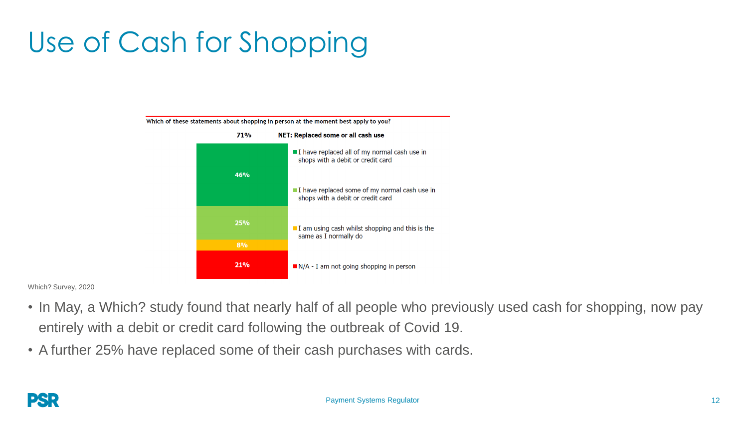# Use of Cash for Shopping

Which of these statements about shopping in person at the moment best apply to you?

71%

NET: Replaced some or all cash use

46%

25%

8%

21%

I have replaced all of my normal cash use in shops with a debit or credit card

I have replaced some of my normal cash use in shops with a debit or credit card

I am using cash whilst shopping and this is the same as I normally do

N/A - I am not going shopping in person

Which? Survey, 2020

- In May, a Which? study found that nearly half of all people who previously used cash for shopping, now pay entirely with a debit or credit card following the outbreak of Covid 19.
- A further 25% have replaced some of their cash purchases with cards.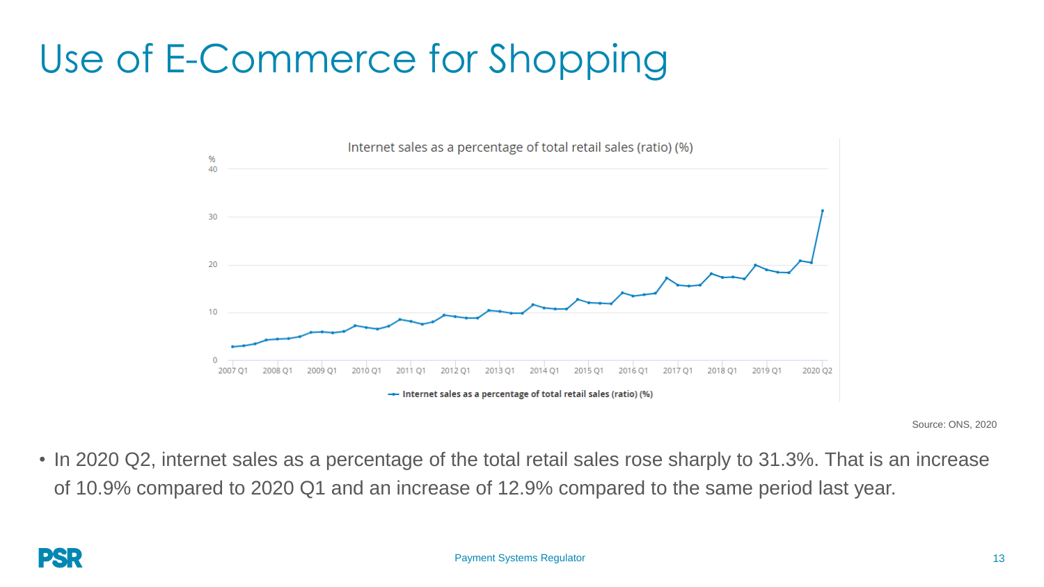# Use of E-Commerce for Shopping

Internet sales as a percentage of total retail sales (ratio) (%)

%

40

30

20

10

0

2007 Q1 2008 Q1 2009 Q1 2010 Q1 2011 Q1 2012 Q1 2013 Q1 2014 Q1 2015 Q1 2016 Q1 2017 Q1 2018 Q1 2019 Q1 2020 Q2

Internet sales as a percentage of total retail sales (ratio) (%)

Source: ONS, 2020

- In 2020 Q2, internet sales as a percentage of the total retail sales rose sharply to 31.3%. That is an increase of 10.9% compared to 2020 Q1 and an increase of 12.9% compared to the same period last year.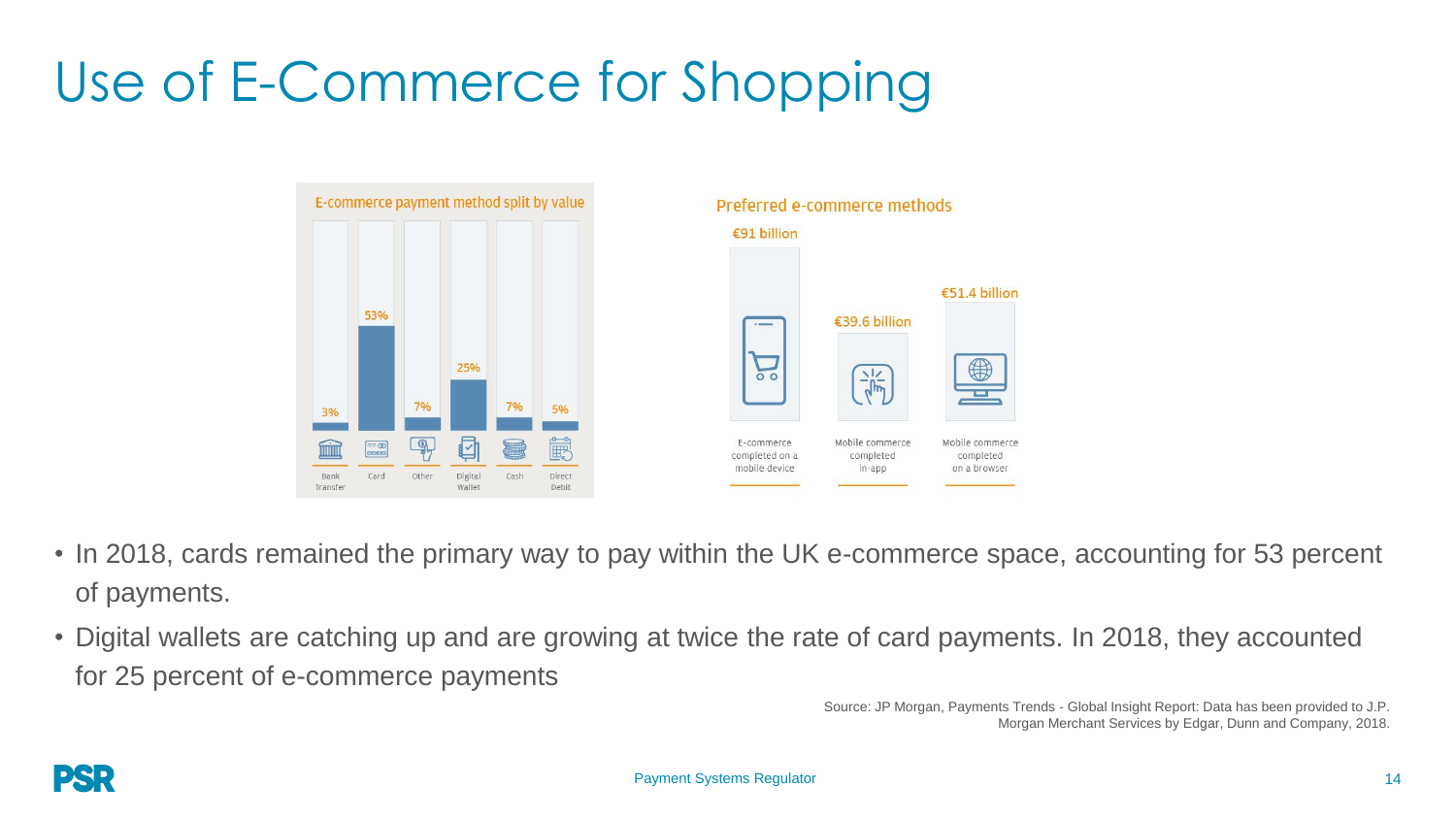# Use of E-Commerce for Shopping

E-commerce payment method split by value

3%
Bank Transfer

53%
Card

7%
Other

25%
Digital Wallet

7%
Cash

5%
Direct Debit

Preferred e-commerce methods

€91 billion
E-commerce completed on a mobile device

€39.6 billion
Mobile commerce completed in-app

€51.4 billion
Mobile commerce completed on a browser

- In 2018, cards remained the primary way to pay within the UK e-commerce space, accounting for 53 percent of payments.
- Digital wallets are catching up and are growing at twice the rate of card payments. In 2018, they accounted for 25 percent of e-commerce payments

Source: JP Morgan, Payments Trends - Global Insight Report: Data has been provided to J.P. Morgan Merchant Services by Edgar, Dunn and Company, 2018.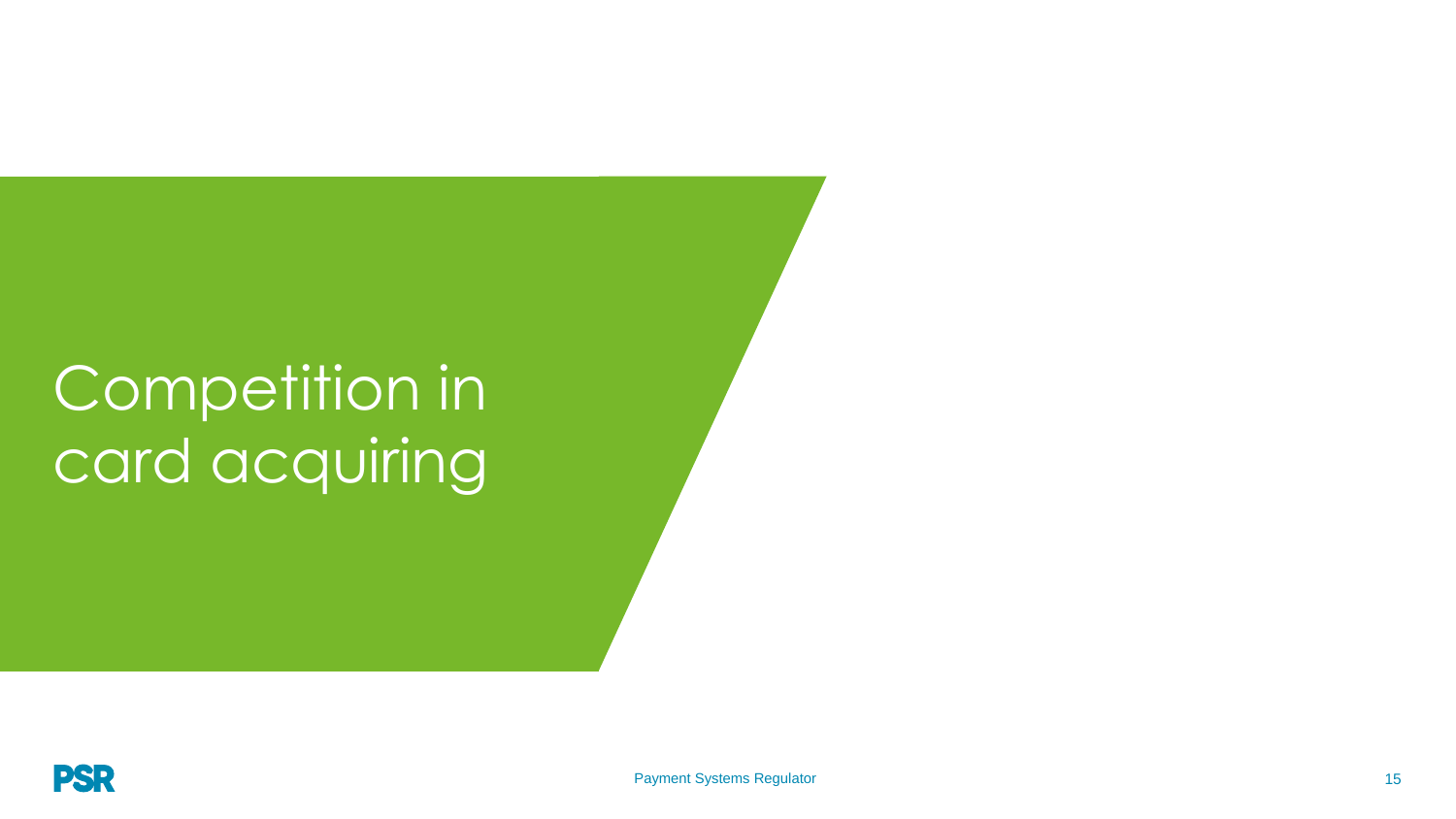# Competition in card acquiring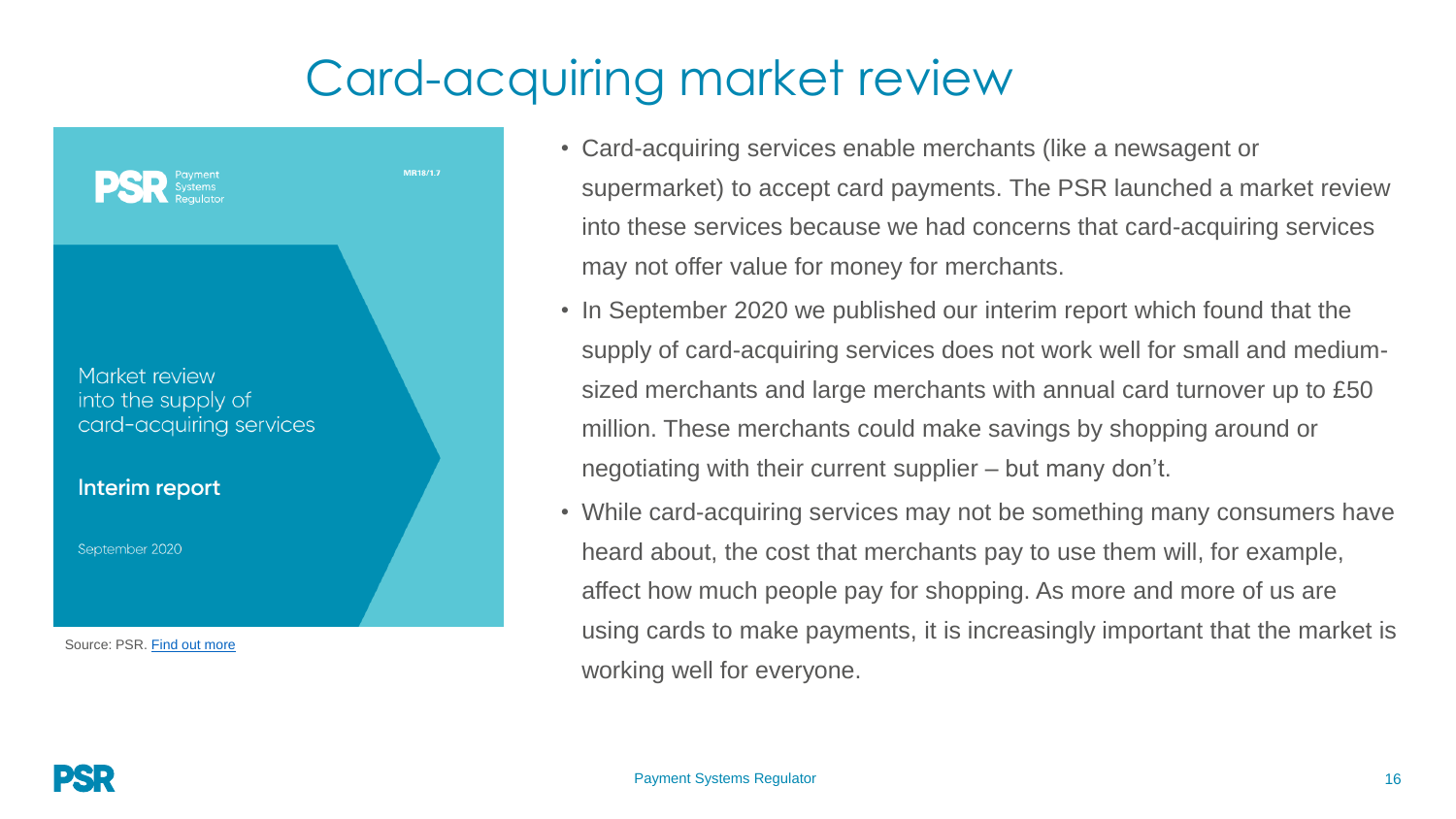# Card-acquiring market review

PSR Payment Systems Regulator

MR18/1.7

Market review into the supply of card-acquiring services

**Interim report**

September 2020

Source: PSR. [Find out more]

- Card-acquiring services enable merchants (like a newsagent or supermarket) to accept card payments. The PSR launched a market review into these services because we had concerns that card-acquiring services may not offer value for money for merchants.
- In September 2020 we published our interim report which found that the supply of card-acquiring services does not work well for small and medium-sized merchants and large merchants with annual card turnover up to £50 million. These merchants could make savings by shopping around or negotiating with their current supplier – but many don't.
- While card-acquiring services may not be something many consumers have heard about, the cost that merchants pay to use them will, for example, affect how much people pay for shopping. As more and more of us are using cards to make payments, it is increasingly important that the market is working well for everyone.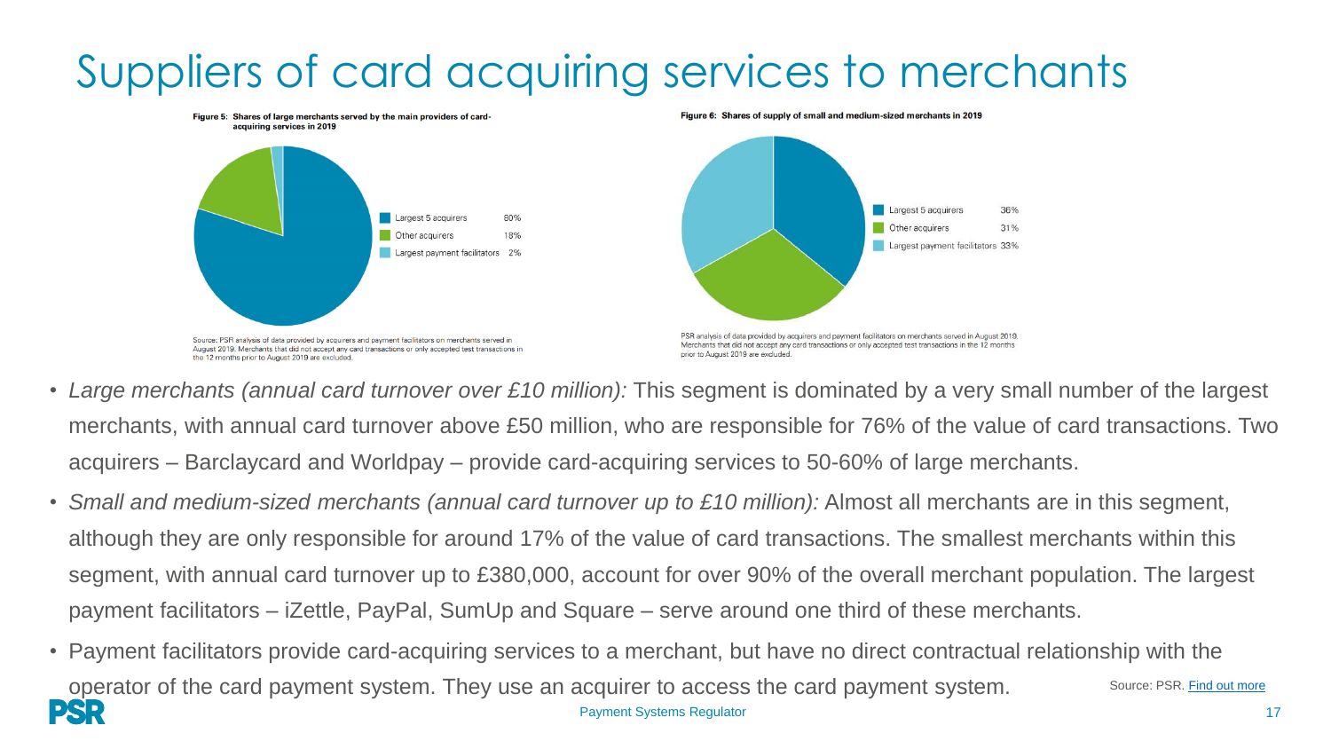# Suppliers of card acquiring services to merchants

**Figure 5: Shares of large merchants served by the main providers of card-acquiring services in 2019**

Largest 5 acquirers 80%

Other acquirers 18%

Largest payment facilitators 2%

Source: PSR analysis of data provided by acquirers and payment facilitators on merchants served in August 2019. Merchants that did not accept any card transactions or only accepted test transactions in the 12 months prior to August 2019 are excluded.

**Figure 6: Shares of supply of small and medium-sized merchants in 2019**

Largest 5 acquirers 36%

Other acquirers 31%

Largest payment facilitators 33%

PSR analysis of data provided by acquirers and payment facilitators on merchants served in August 2019. Merchants that did not accept any card transactions or only accepted test transactions in the 12 months prior to August 2019 are excluded.

- *Large merchants (annual card turnover over £10 million):* This segment is dominated by a very small number of the largest merchants, with annual card turnover above £50 million, who are responsible for 76% of the value of card transactions. Two acquirers – Barclaycard and Worldpay – provide card-acquiring services to 50-60% of large merchants.
- *Small and medium-sized merchants (annual card turnover up to £10 million):* Almost all merchants are in this segment, although they are only responsible for around 17% of the value of card transactions. The smallest merchants within this segment, with annual card turnover up to £380,000, account for over 90% of the overall merchant population. The largest payment facilitators – iZettle, PayPal, SumUp and Square – serve around one third of these merchants.
- Payment facilitators provide card-acquiring services to a merchant, but have no direct contractual relationship with the operator of the card payment system. They use an acquirer to access the card payment system.

Source: PSR. Find out more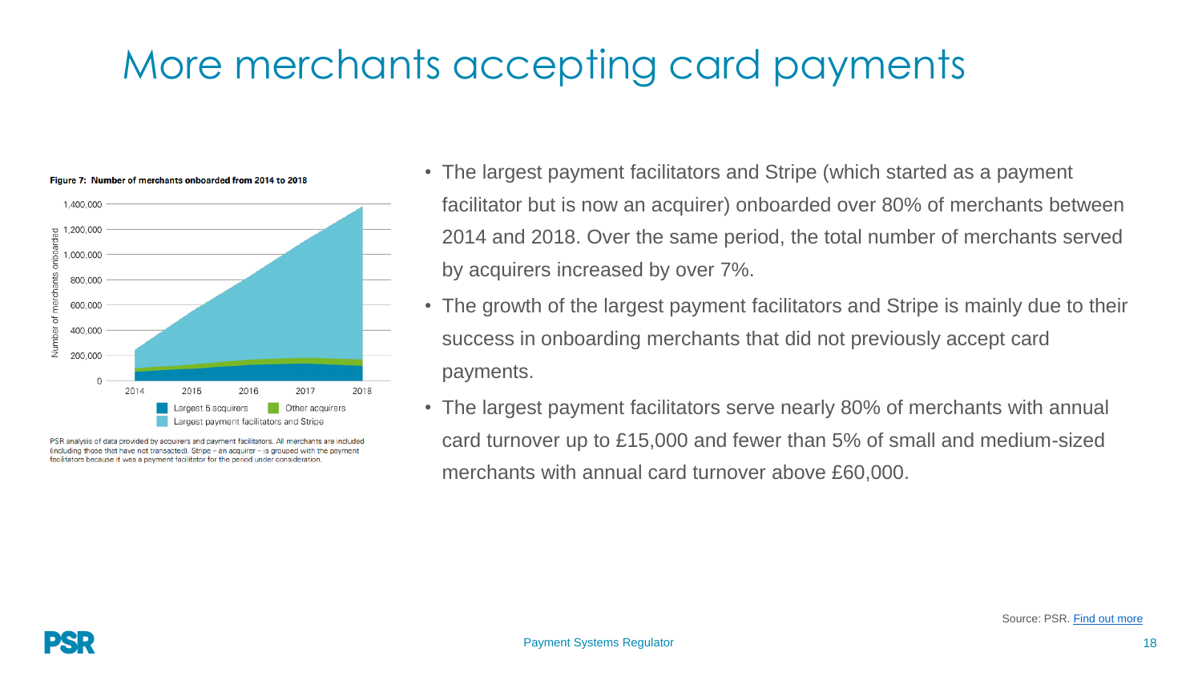# More merchants accepting card payments

**Figure 7: Number of merchants onboarded from 2014 to 2018**

Number of merchants onboarded

1,400,000
1,200,000
1,000,000
800,000
600,000
400,000
200,000
0

2014 2015 2016 2017 2018

Largest 5 acquirers
Other acquirers
Largest payment facilitators and Stripe

PSR analysis of data provided by acquirers and payment facilitators. All merchants are included (including those that have not transacted). Stripe – an acquirer – is grouped with the payment facilitators because it was a payment facilitator for the period under consideration.

- The largest payment facilitators and Stripe (which started as a payment facilitator but is now an acquirer) onboarded over 80% of merchants between 2014 and 2018. Over the same period, the total number of merchants served by acquirers increased by over 7%.
- The growth of the largest payment facilitators and Stripe is mainly due to their success in onboarding merchants that did not previously accept card payments.
- The largest payment facilitators serve nearly 80% of merchants with annual card turnover up to £15,000 and fewer than 5% of small and medium-sized merchants with annual card turnover above £60,000.

Source: PSR. Find out more